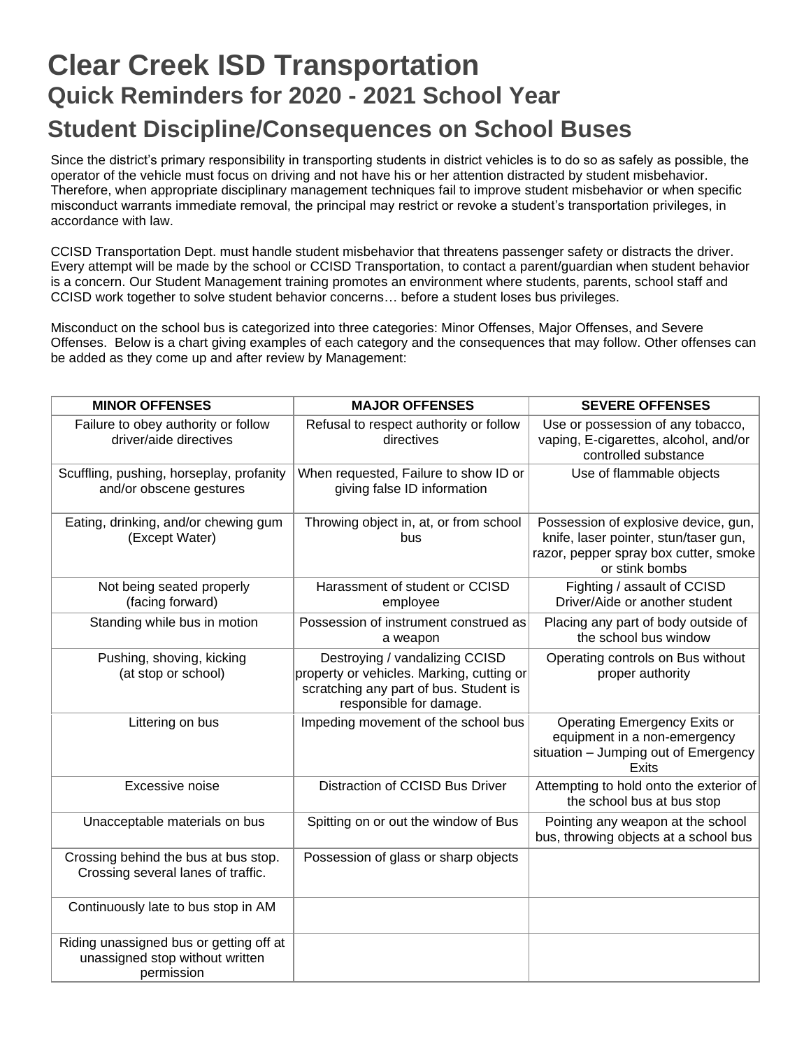# Clear Creek ISD Transportation

## Quick Reminders for 2020 - 2021 School Year

## Student Discipline/Consequences on School Buses

Since the district's primary responsibility in transporting students in district vehicles is to do so as safely as possible, the operator of the vehicle must focus on driving and not have his or her attention distracted by student misbehavior. Therefore, when appropriate disciplinary management techniques fail to improve student misbehavior or when specific misconduct warrants immediate removal, the principal may restrict or revoke a student's transportation privileges, in accordance with law.

CCISD Transportation Dept. must handle student misbehavior that threatens passenger safety or distracts the driver. Every attempt will be made by the school or CCISD Transportation, to contact a parent/guardian when student behavior is a concern. Our Student Management training promotes an environment where students, parents, school staff and CCISD work together to solve student behavior concerns… before a student loses bus privileges.

Misconduct on the school bus is categorized into three categories: Minor Offenses, Major Offenses, and Severe Offenses. Below is a chart giving examples of each category and the consequences that may follow. Other offenses can be added as they come up and after review by Management:

| MINOR OFFENSES | MAJOR OFFENSES | SEVERE OFFENSES |
|---|---|---|
| Failure to obey authority or follow driver/aide directives | Refusal to respect authority or follow directives | Use or possession of any tobacco, vaping, E-cigarettes, alcohol, and/or controlled substance |
| Scuffling, pushing, horseplay, profanity and/or obscene gestures | When requested, Failure to show ID or giving false ID information | Use of flammable objects |
| Eating, drinking, and/or chewing gum (Except Water) | Throwing object in, at, or from school bus | Possession of explosive device, gun, knife, laser pointer, stun/taser gun, razor, pepper spray box cutter, smoke or stink bombs |
| Not being seated properly (facing forward) | Harassment of student or CCISD employee | Fighting / assault of CCISD Driver/Aide or another student |
| Standing while bus in motion | Possession of instrument construed as a weapon | Placing any part of body outside of the school bus window |
| Pushing, shoving, kicking (at stop or school) | Destroying / vandalizing CCISD property or vehicles. Marking, cutting or scratching any part of bus. Student is responsible for damage. | Operating controls on Bus without proper authority |
| Littering on bus | Impeding movement of the school bus | Operating Emergency Exits or equipment in a non-emergency situation – Jumping out of Emergency Exits |
| Excessive noise | Distraction of CCISD Bus Driver | Attempting to hold onto the exterior of the school bus at bus stop |
| Unacceptable materials on bus | Spitting on or out the window of Bus | Pointing any weapon at the school bus, throwing objects at a school bus |
| Crossing behind the bus at bus stop. Crossing several lanes of traffic. | Possession of glass or sharp objects | |
| Continuously late to bus stop in AM | | |
| Riding unassigned bus or getting off at unassigned stop without written permission | | |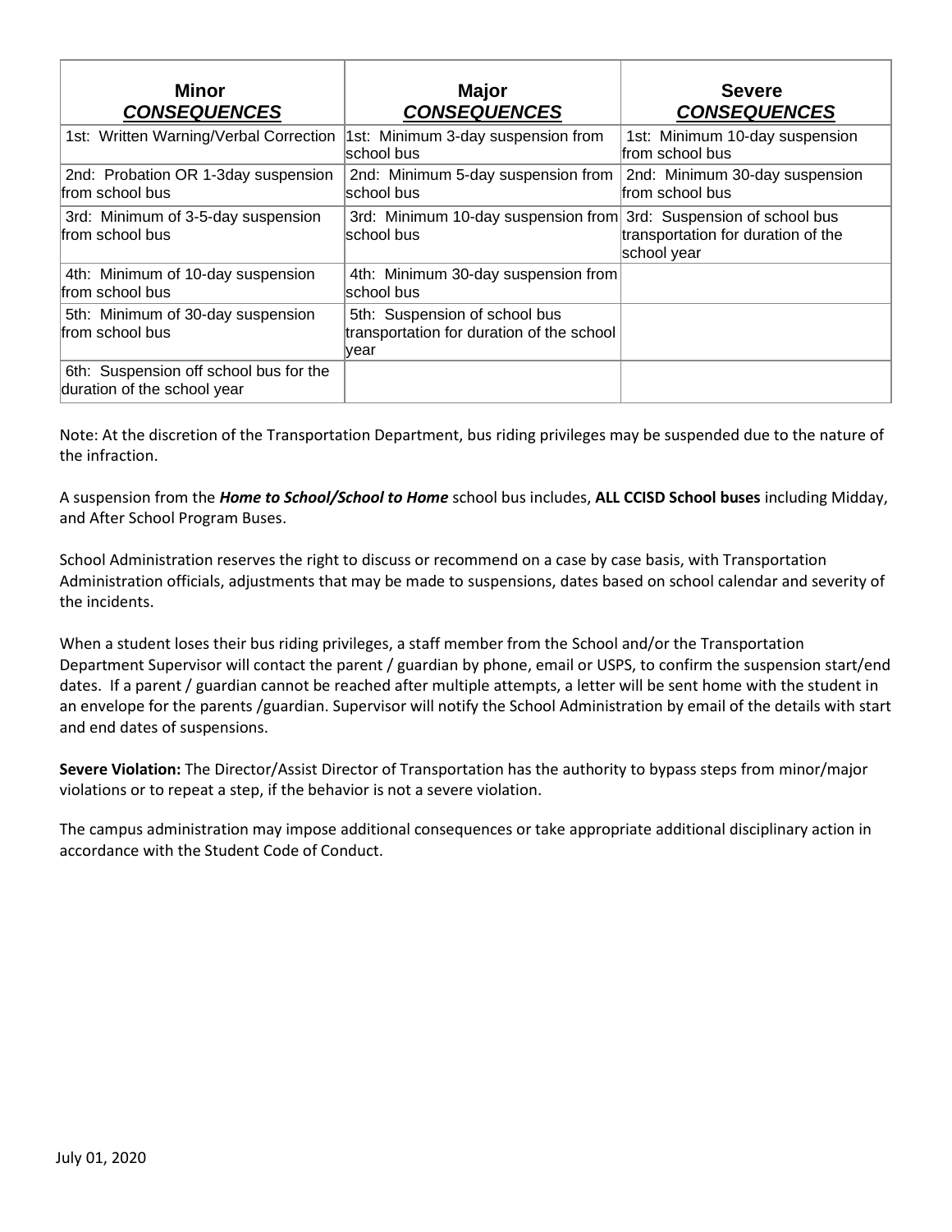| **Minor** ***CONSEQUENCES*** | **Major** ***CONSEQUENCES*** | **Severe** ***CONSEQUENCES*** |
|---|---|---|
| 1st: Written Warning/Verbal Correction | 1st: Minimum 3-day suspension from school bus | 1st: Minimum 10-day suspension from school bus |
| 2nd: Probation OR 1-3day suspension from school bus | 2nd: Minimum 5-day suspension from school bus | 2nd: Minimum 30-day suspension from school bus |
| 3rd: Minimum of 3-5-day suspension from school bus | 3rd: Minimum 10-day suspension from school bus | 3rd: Suspension of school bus transportation for duration of the school year |
| 4th: Minimum of 10-day suspension from school bus | 4th: Minimum 30-day suspension from school bus | |
| 5th: Minimum of 30-day suspension from school bus | 5th: Suspension of school bus transportation for duration of the school year | |
| 6th: Suspension off school bus for the duration of the school year | | |

Note: At the discretion of the Transportation Department, bus riding privileges may be suspended due to the nature of the infraction.

A suspension from the ***Home to School/School to Home*** school bus includes, **ALL CCISD School buses** including Midday, and After School Program Buses.

School Administration reserves the right to discuss or recommend on a case by case basis, with Transportation Administration officials, adjustments that may be made to suspensions, dates based on school calendar and severity of the incidents.

When a student loses their bus riding privileges, a staff member from the School and/or the Transportation Department Supervisor will contact the parent / guardian by phone, email or USPS, to confirm the suspension start/end dates. If a parent / guardian cannot be reached after multiple attempts, a letter will be sent home with the student in an envelope for the parents /guardian. Supervisor will notify the School Administration by email of the details with start and end dates of suspensions.

**Severe Violation:** The Director/Assist Director of Transportation has the authority to bypass steps from minor/major violations or to repeat a step, if the behavior is not a severe violation.

The campus administration may impose additional consequences or take appropriate additional disciplinary action in accordance with the Student Code of Conduct.

July 01, 2020